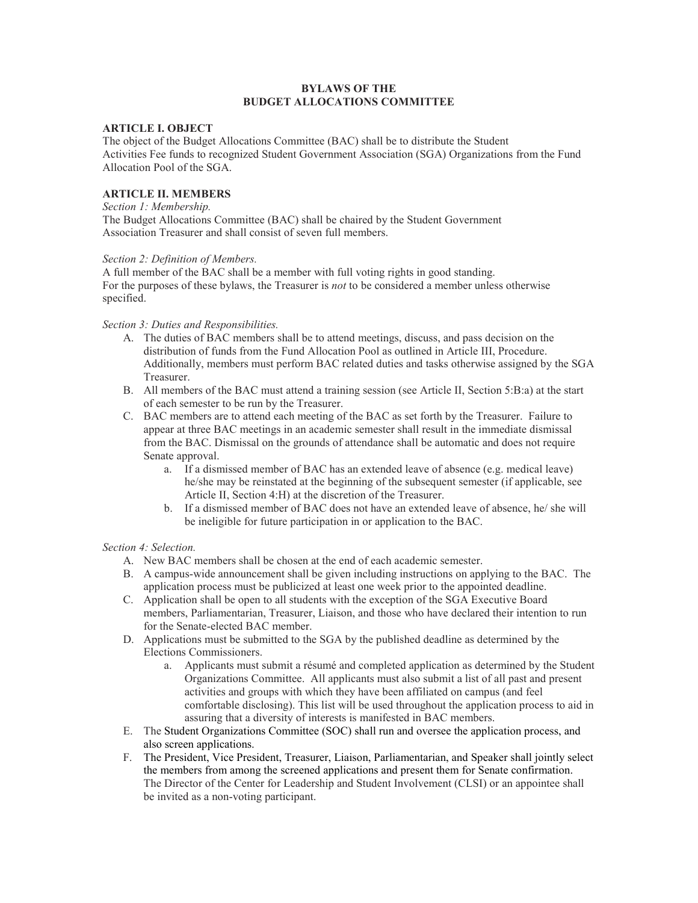# BYLAWS OF THE
# BUDGET ALLOCATIONS COMMITTEE

## ARTICLE I. OBJECT

The object of the Budget Allocations Committee (BAC) shall be to distribute the Student Activities Fee funds to recognized Student Government Association (SGA) Organizations from the Fund Allocation Pool of the SGA.

## ARTICLE II. MEMBERS

*Section 1: Membership.*

The Budget Allocations Committee (BAC) shall be chaired by the Student Government Association Treasurer and shall consist of seven full members.

*Section 2: Definition of Members.*

A full member of the BAC shall be a member with full voting rights in good standing.
For the purposes of these bylaws, the Treasurer is *not* to be considered a member unless otherwise specified.

*Section 3: Duties and Responsibilities.*

A. The duties of BAC members shall be to attend meetings, discuss, and pass decision on the distribution of funds from the Fund Allocation Pool as outlined in Article III, Procedure. Additionally, members must perform BAC related duties and tasks otherwise assigned by the SGA Treasurer.

B. All members of the BAC must attend a training session (see Article II, Section 5:B:a) at the start of each semester to be run by the Treasurer.

C. BAC members are to attend each meeting of the BAC as set forth by the Treasurer. Failure to appear at three BAC meetings in an academic semester shall result in the immediate dismissal from the BAC. Dismissal on the grounds of attendance shall be automatic and does not require Senate approval.

   a. If a dismissed member of BAC has an extended leave of absence (e.g. medical leave) he/she may be reinstated at the beginning of the subsequent semester (if applicable, see Article II, Section 4:H) at the discretion of the Treasurer.

   b. If a dismissed member of BAC does not have an extended leave of absence, he/ she will be ineligible for future participation in or application to the BAC.

*Section 4: Selection.*

A. New BAC members shall be chosen at the end of each academic semester.

B. A campus-wide announcement shall be given including instructions on applying to the BAC. The application process must be publicized at least one week prior to the appointed deadline.

C. Application shall be open to all students with the exception of the SGA Executive Board members, Parliamentarian, Treasurer, Liaison, and those who have declared their intention to run for the Senate-elected BAC member.

D. Applications must be submitted to the SGA by the published deadline as determined by the Elections Commissioners.

   a. Applicants must submit a résumé and completed application as determined by the Student Organizations Committee. All applicants must also submit a list of all past and present activities and groups with which they have been affiliated on campus (and feel comfortable disclosing). This list will be used throughout the application process to aid in assuring that a diversity of interests is manifested in BAC members.

E. The Student Organizations Committee (SOC) shall run and oversee the application process, and also screen applications.

F. The President, Vice President, Treasurer, Liaison, Parliamentarian, and Speaker shall jointly select the members from among the screened applications and present them for Senate confirmation. The Director of the Center for Leadership and Student Involvement (CLSI) or an appointee shall be invited as a non-voting participant.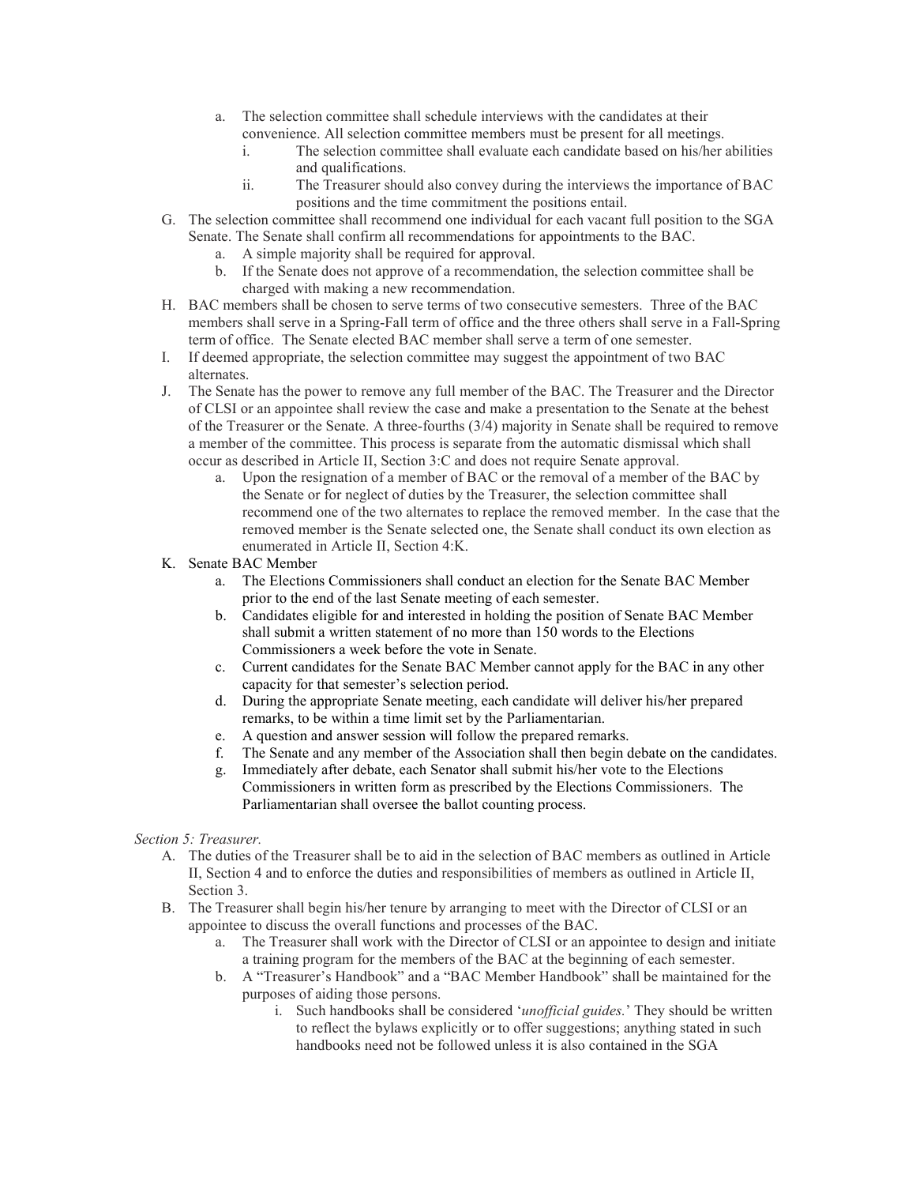a. The selection committee shall schedule interviews with the candidates at their convenience. All selection committee members must be present for all meetings.
      i. The selection committee shall evaluate each candidate based on his/her abilities and qualifications.
      ii. The Treasurer should also convey during the interviews the importance of BAC positions and the time commitment the positions entail.

G. The selection committee shall recommend one individual for each vacant full position to the SGA Senate. The Senate shall confirm all recommendations for appointments to the BAC.
   a. A simple majority shall be required for approval.
   b. If the Senate does not approve of a recommendation, the selection committee shall be charged with making a new recommendation.

H. BAC members shall be chosen to serve terms of two consecutive semesters. Three of the BAC members shall serve in a Spring-Fall term of office and the three others shall serve in a Fall-Spring term of office. The Senate elected BAC member shall serve a term of one semester.

I. If deemed appropriate, the selection committee may suggest the appointment of two BAC alternates.

J. The Senate has the power to remove any full member of the BAC. The Treasurer and the Director of CLSI or an appointee shall review the case and make a presentation to the Senate at the behest of the Treasurer or the Senate. A three-fourths (3/4) majority in Senate shall be required to remove a member of the committee. This process is separate from the automatic dismissal which shall occur as described in Article II, Section 3:C and does not require Senate approval.
   a. Upon the resignation of a member of BAC or the removal of a member of the BAC by the Senate or for neglect of duties by the Treasurer, the selection committee shall recommend one of the two alternates to replace the removed member. In the case that the removed member is the Senate selected one, the Senate shall conduct its own election as enumerated in Article II, Section 4:K.

K. Senate BAC Member
   a. The Elections Commissioners shall conduct an election for the Senate BAC Member prior to the end of the last Senate meeting of each semester.
   b. Candidates eligible for and interested in holding the position of Senate BAC Member shall submit a written statement of no more than 150 words to the Elections Commissioners a week before the vote in Senate.
   c. Current candidates for the Senate BAC Member cannot apply for the BAC in any other capacity for that semester's selection period.
   d. During the appropriate Senate meeting, each candidate will deliver his/her prepared remarks, to be within a time limit set by the Parliamentarian.
   e. A question and answer session will follow the prepared remarks.
   f. The Senate and any member of the Association shall then begin debate on the candidates.
   g. Immediately after debate, each Senator shall submit his/her vote to the Elections Commissioners in written form as prescribed by the Elections Commissioners. The Parliamentarian shall oversee the ballot counting process.

*Section 5: Treasurer.*

A. The duties of the Treasurer shall be to aid in the selection of BAC members as outlined in Article II, Section 4 and to enforce the duties and responsibilities of members as outlined in Article II, Section 3.

B. The Treasurer shall begin his/her tenure by arranging to meet with the Director of CLSI or an appointee to discuss the overall functions and processes of the BAC.
   a. The Treasurer shall work with the Director of CLSI or an appointee to design and initiate a training program for the members of the BAC at the beginning of each semester.
   b. A "Treasurer's Handbook" and a "BAC Member Handbook" shall be maintained for the purposes of aiding those persons.
      i. Such handbooks shall be considered '*unofficial guides.*' They should be written to reflect the bylaws explicitly or to offer suggestions; anything stated in such handbooks need not be followed unless it is also contained in the SGA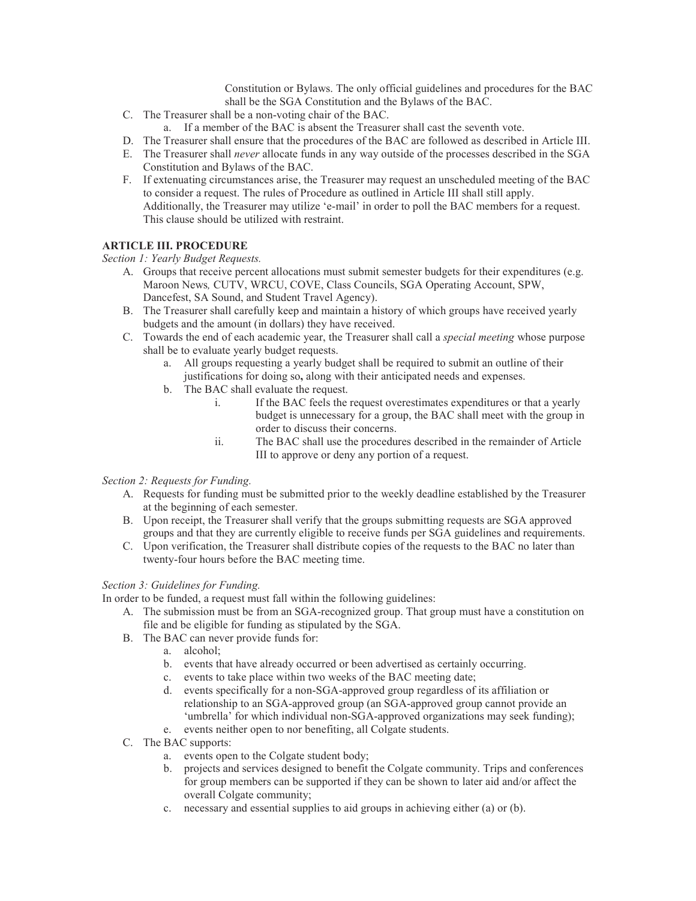Constitution or Bylaws. The only official guidelines and procedures for the BAC shall be the SGA Constitution and the Bylaws of the BAC.

C. The Treasurer shall be a non-voting chair of the BAC.
    a. If a member of the BAC is absent the Treasurer shall cast the seventh vote.
D. The Treasurer shall ensure that the procedures of the BAC are followed as described in Article III.
E. The Treasurer shall *never* allocate funds in any way outside of the processes described in the SGA Constitution and Bylaws of the BAC.
F. If extenuating circumstances arise, the Treasurer may request an unscheduled meeting of the BAC to consider a request. The rules of Procedure as outlined in Article III shall still apply. Additionally, the Treasurer may utilize 'e-mail' in order to poll the BAC members for a request. This clause should be utilized with restraint.

## ARTICLE III. PROCEDURE

*Section 1: Yearly Budget Requests.*

A. Groups that receive percent allocations must submit semester budgets for their expenditures (e.g. Maroon News*,* CUTV, WRCU, COVE, Class Councils, SGA Operating Account, SPW, Dancefest, SA Sound, and Student Travel Agency).
B. The Treasurer shall carefully keep and maintain a history of which groups have received yearly budgets and the amount (in dollars) they have received.
C. Towards the end of each academic year, the Treasurer shall call a *special meeting* whose purpose shall be to evaluate yearly budget requests.
    a. All groups requesting a yearly budget shall be required to submit an outline of their justifications for doing so**,** along with their anticipated needs and expenses.
    b. The BAC shall evaluate the request.
        i. If the BAC feels the request overestimates expenditures or that a yearly budget is unnecessary for a group, the BAC shall meet with the group in order to discuss their concerns.
        ii. The BAC shall use the procedures described in the remainder of Article III to approve or deny any portion of a request.

*Section 2: Requests for Funding.*

A. Requests for funding must be submitted prior to the weekly deadline established by the Treasurer at the beginning of each semester.
B. Upon receipt, the Treasurer shall verify that the groups submitting requests are SGA approved groups and that they are currently eligible to receive funds per SGA guidelines and requirements.
C. Upon verification, the Treasurer shall distribute copies of the requests to the BAC no later than twenty-four hours before the BAC meeting time.

*Section 3: Guidelines for Funding.*

In order to be funded, a request must fall within the following guidelines:

A. The submission must be from an SGA-recognized group. That group must have a constitution on file and be eligible for funding as stipulated by the SGA.
B. The BAC can never provide funds for:
    a. alcohol;
    b. events that have already occurred or been advertised as certainly occurring.
    c. events to take place within two weeks of the BAC meeting date;
    d. events specifically for a non-SGA-approved group regardless of its affiliation or relationship to an SGA-approved group (an SGA-approved group cannot provide an 'umbrella' for which individual non-SGA-approved organizations may seek funding);
    e. events neither open to nor benefiting, all Colgate students.
C. The BAC supports:
    a. events open to the Colgate student body;
    b. projects and services designed to benefit the Colgate community. Trips and conferences for group members can be supported if they can be shown to later aid and/or affect the overall Colgate community;
    c. necessary and essential supplies to aid groups in achieving either (a) or (b).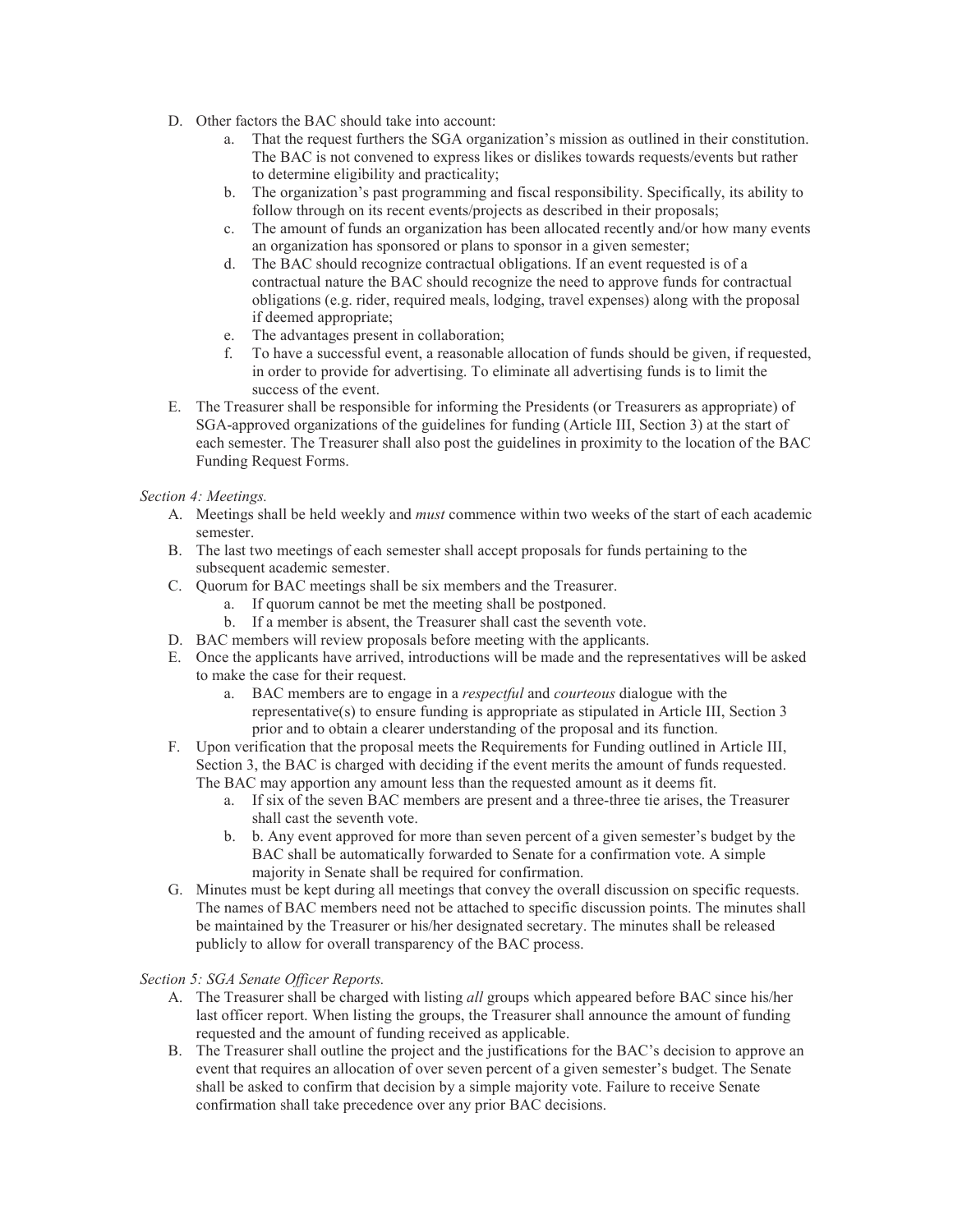D. Other factors the BAC should take into account:
   a. That the request furthers the SGA organization's mission as outlined in their constitution. The BAC is not convened to express likes or dislikes towards requests/events but rather to determine eligibility and practicality;
   b. The organization's past programming and fiscal responsibility. Specifically, its ability to follow through on its recent events/projects as described in their proposals;
   c. The amount of funds an organization has been allocated recently and/or how many events an organization has sponsored or plans to sponsor in a given semester;
   d. The BAC should recognize contractual obligations. If an event requested is of a contractual nature the BAC should recognize the need to approve funds for contractual obligations (e.g. rider, required meals, lodging, travel expenses) along with the proposal if deemed appropriate;
   e. The advantages present in collaboration;
   f. To have a successful event, a reasonable allocation of funds should be given, if requested, in order to provide for advertising. To eliminate all advertising funds is to limit the success of the event.

E. The Treasurer shall be responsible for informing the Presidents (or Treasurers as appropriate) of SGA-approved organizations of the guidelines for funding (Article III, Section 3) at the start of each semester. The Treasurer shall also post the guidelines in proximity to the location of the BAC Funding Request Forms.

*Section 4: Meetings.*

A. Meetings shall be held weekly and *must* commence within two weeks of the start of each academic semester.

B. The last two meetings of each semester shall accept proposals for funds pertaining to the subsequent academic semester.

C. Quorum for BAC meetings shall be six members and the Treasurer.
   a. If quorum cannot be met the meeting shall be postponed.
   b. If a member is absent, the Treasurer shall cast the seventh vote.

D. BAC members will review proposals before meeting with the applicants.

E. Once the applicants have arrived, introductions will be made and the representatives will be asked to make the case for their request.
   a. BAC members are to engage in a *respectful* and *courteous* dialogue with the representative(s) to ensure funding is appropriate as stipulated in Article III, Section 3 prior and to obtain a clearer understanding of the proposal and its function.

F. Upon verification that the proposal meets the Requirements for Funding outlined in Article III, Section 3, the BAC is charged with deciding if the event merits the amount of funds requested. The BAC may apportion any amount less than the requested amount as it deems fit.
   a. If six of the seven BAC members are present and a three-three tie arises, the Treasurer shall cast the seventh vote.
   b. b. Any event approved for more than seven percent of a given semester's budget by the BAC shall be automatically forwarded to Senate for a confirmation vote. A simple majority in Senate shall be required for confirmation.

G. Minutes must be kept during all meetings that convey the overall discussion on specific requests. The names of BAC members need not be attached to specific discussion points. The minutes shall be maintained by the Treasurer or his/her designated secretary. The minutes shall be released publicly to allow for overall transparency of the BAC process.

*Section 5: SGA Senate Officer Reports.*

A. The Treasurer shall be charged with listing *all* groups which appeared before BAC since his/her last officer report. When listing the groups, the Treasurer shall announce the amount of funding requested and the amount of funding received as applicable.

B. The Treasurer shall outline the project and the justifications for the BAC's decision to approve an event that requires an allocation of over seven percent of a given semester's budget. The Senate shall be asked to confirm that decision by a simple majority vote. Failure to receive Senate confirmation shall take precedence over any prior BAC decisions.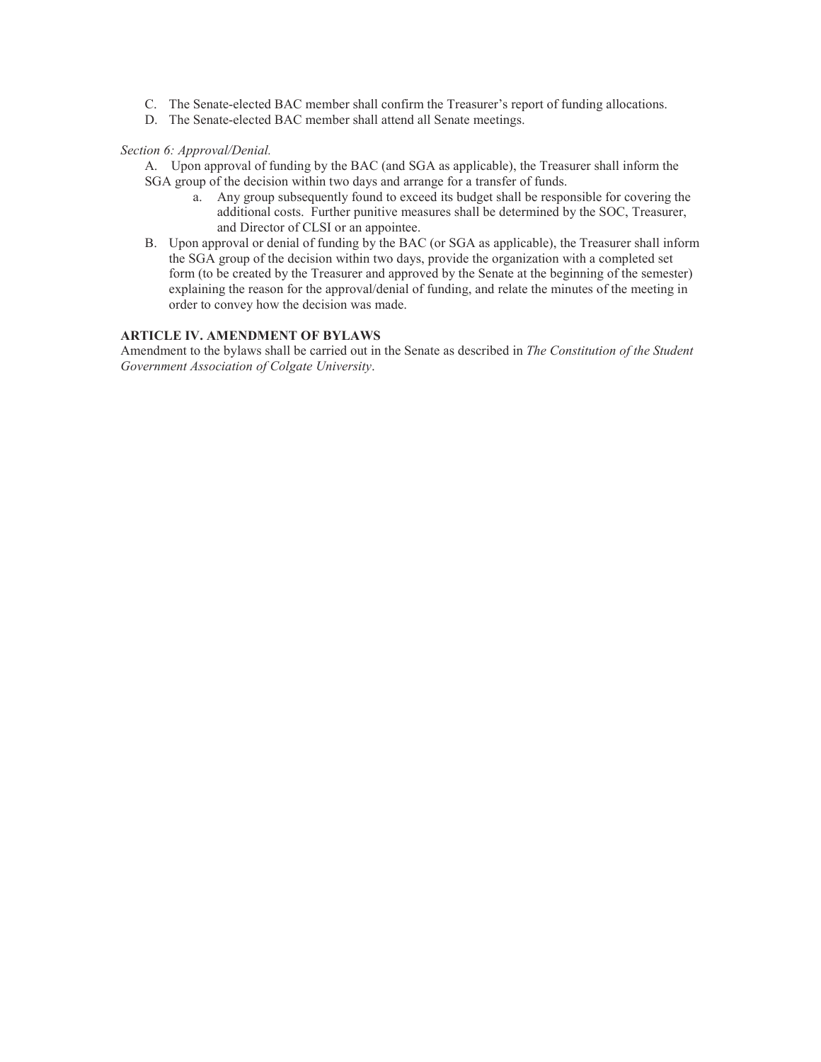C. The Senate-elected BAC member shall confirm the Treasurer's report of funding allocations.
D. The Senate-elected BAC member shall attend all Senate meetings.

*Section 6: Approval/Denial.*

A. Upon approval of funding by the BAC (and SGA as applicable), the Treasurer shall inform the SGA group of the decision within two days and arrange for a transfer of funds.
   a. Any group subsequently found to exceed its budget shall be responsible for covering the additional costs. Further punitive measures shall be determined by the SOC, Treasurer, and Director of CLSI or an appointee.

B. Upon approval or denial of funding by the BAC (or SGA as applicable), the Treasurer shall inform the SGA group of the decision within two days, provide the organization with a completed set form (to be created by the Treasurer and approved by the Senate at the beginning of the semester) explaining the reason for the approval/denial of funding, and relate the minutes of the meeting in order to convey how the decision was made.

**ARTICLE IV. AMENDMENT OF BYLAWS**

Amendment to the bylaws shall be carried out in the Senate as described in *The Constitution of the Student Government Association of Colgate University*.